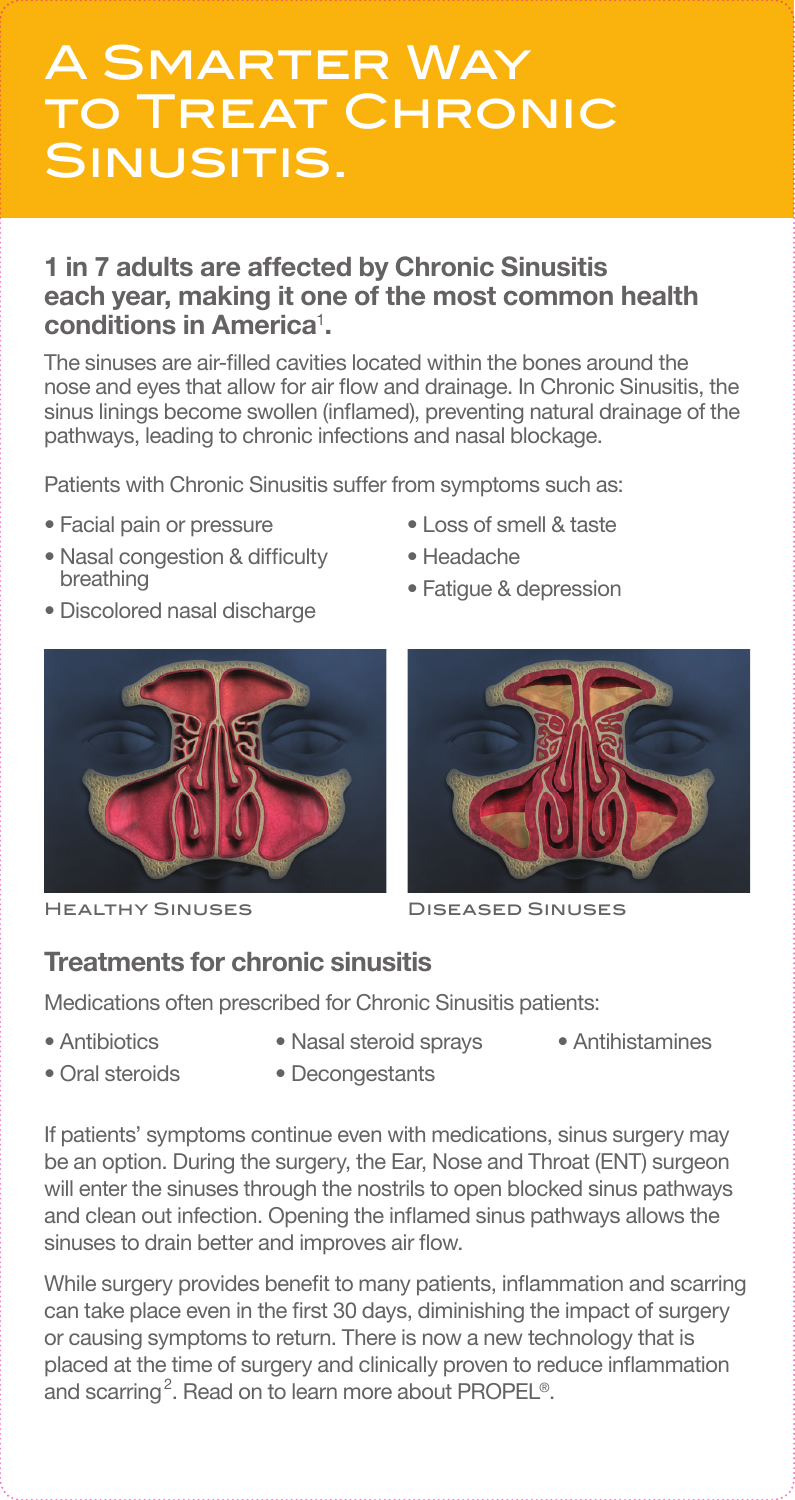# A Smarter Way to Treat Chronic Sinusitis.

**1 in 7 adults are affected by Chronic Sinusitis each year, making it one of the most common health conditions in America[1].**

The sinuses are air-filled cavities located within the bones around the nose and eyes that allow for air flow and drainage. In Chronic Sinusitis, the sinus linings become swollen (inflamed), preventing natural drainage of the pathways, leading to chronic infections and nasal blockage.

Patients with Chronic Sinusitis suffer from symptoms such as:

- Facial pain or pressure
- Nasal congestion & difficulty breathing
- Discolored nasal discharge
- Loss of smell & taste
- Headache
- Fatigue & depression

Healthy Sinuses

Diseased Sinuses

## Treatments for chronic sinusitis

Medications often prescribed for Chronic Sinusitis patients:

- Antibiotics
- Oral steroids
- Nasal steroid sprays
- Decongestants
- Antihistamines

If patients' symptoms continue even with medications, sinus surgery may be an option. During the surgery, the Ear, Nose and Throat (ENT) surgeon will enter the sinuses through the nostrils to open blocked sinus pathways and clean out infection. Opening the inflamed sinus pathways allows the sinuses to drain better and improves air flow.

While surgery provides benefit to many patients, inflammation and scarring can take place even in the first 30 days, diminishing the impact of surgery or causing symptoms to return. There is now a new technology that is placed at the time of surgery and clinically proven to reduce inflammation and scarring[2]. Read on to learn more about PROPEL®.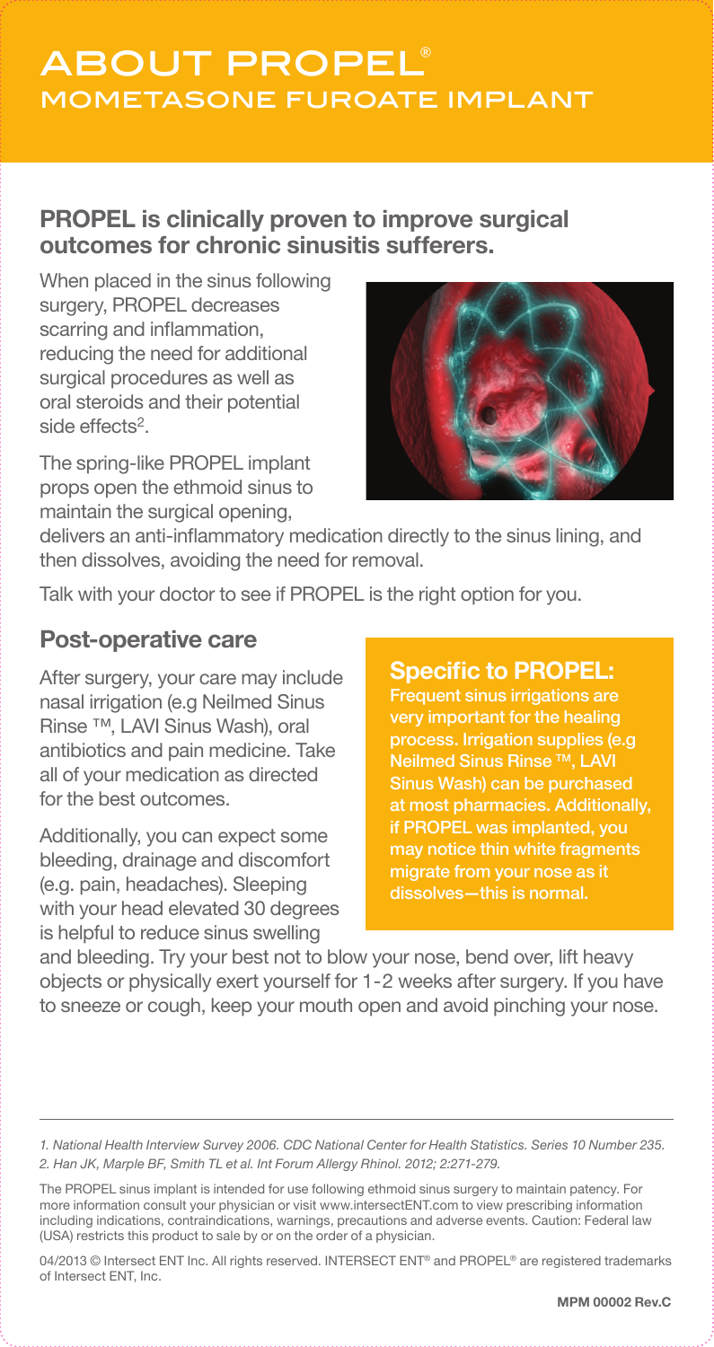# ABOUT PROPEL®

## MOMETASONE FUROATE IMPLANT

### PROPEL is clinically proven to improve surgical outcomes for chronic sinusitis sufferers.

When placed in the sinus following surgery, PROPEL decreases scarring and inflammation, reducing the need for additional surgical procedures as well as oral steroids and their potential side effects[2].

The spring-like PROPEL implant props open the ethmoid sinus to maintain the surgical opening, delivers an anti-inflammatory medication directly to the sinus lining, and then dissolves, avoiding the need for removal.

Talk with your doctor to see if PROPEL is the right option for you.

### Post-operative care

After surgery, your care may include nasal irrigation (e.g Neilmed Sinus Rinse ™, LAVI Sinus Wash), oral antibiotics and pain medicine. Take all of your medication as directed for the best outcomes.

Additionally, you can expect some bleeding, drainage and discomfort (e.g. pain, headaches). Sleeping with your head elevated 30 degrees is helpful to reduce sinus swelling and bleeding. Try your best not to blow your nose, bend over, lift heavy objects or physically exert yourself for 1-2 weeks after surgery. If you have to sneeze or cough, keep your mouth open and avoid pinching your nose.

### Specific to PROPEL:

Frequent sinus irrigations are very important for the healing process. Irrigation supplies (e.g Neilmed Sinus Rinse ™, LAVI Sinus Wash) can be purchased at most pharmacies. Additionally, if PROPEL was implanted, you may notice thin white fragments migrate from your nose as it dissolves—this is normal.

---

*1. National Health Interview Survey 2006. CDC National Center for Health Statistics. Series 10 Number 235.*
*2. Han JK, Marple BF, Smith TL et al. Int Forum Allergy Rhinol. 2012; 2:271-279.*

The PROPEL sinus implant is intended for use following ethmoid sinus surgery to maintain patency. For more information consult your physician or visit www.intersectENT.com to view prescribing information including indications, contraindications, warnings, precautions and adverse events. Caution: Federal law (USA) restricts this product to sale by or on the order of a physician.

04/2013 © Intersect ENT Inc. All rights reserved. INTERSECT ENT® and PROPEL® are registered trademarks of Intersect ENT, Inc.

**MPM 00002 Rev.C**